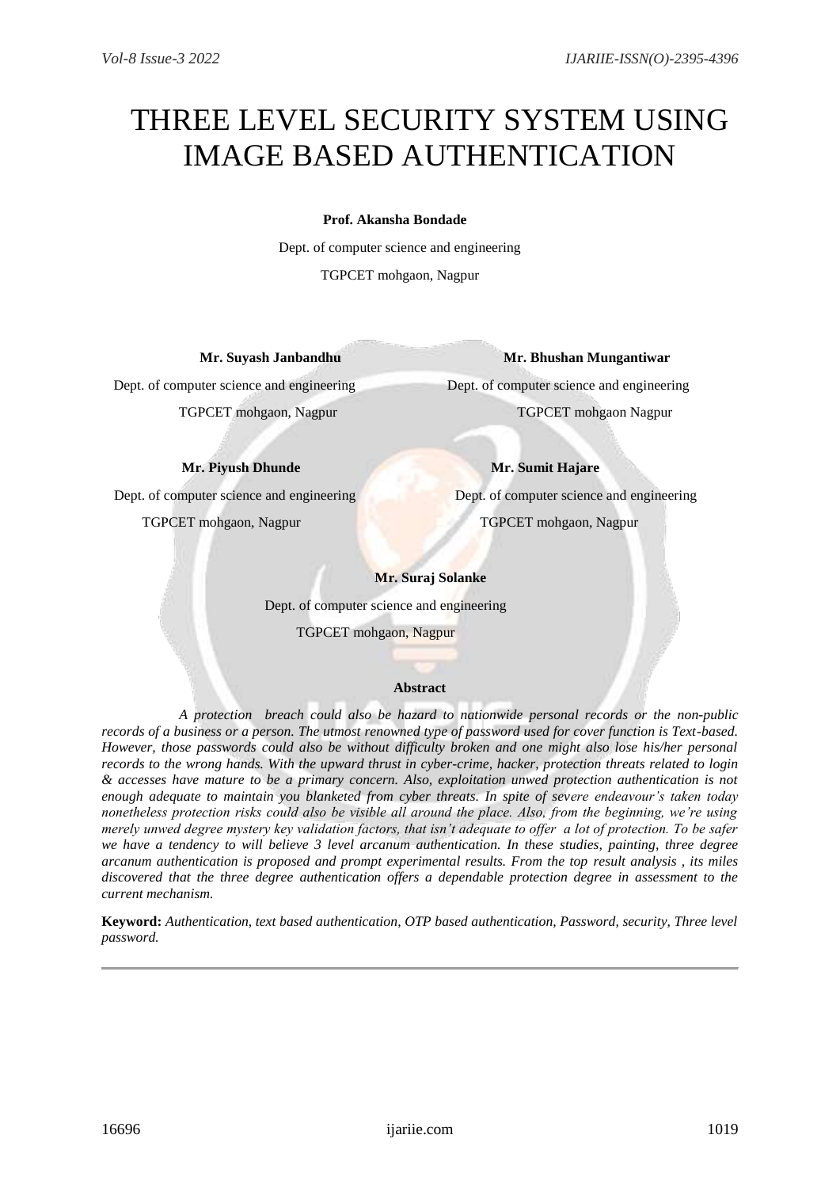# THREE LEVEL SECURITY SYSTEM USING IMAGE BASED AUTHENTICATION

**Prof. Akansha Bondade**

Dept. of computer science and engineering

TGPCET mohgaon, Nagpur

**Mr. Suyash Janbandhu**

Dept. of computer science and engineering

TGPCET mohgaon, Nagpur

**Mr. Bhushan Mungantiwar**

Dept. of computer science and engineering

TGPCET mohgaon Nagpur

**Mr. Piyush Dhunde**

Dept. of computer science and engineering

TGPCET mohgaon, Nagpur

**Mr. Sumit Hajare**

Dept. of computer science and engineering

TGPCET mohgaon, Nagpur

**Mr. Suraj Solanke**

Dept. of computer science and engineering

TGPCET mohgaon, Nagpur

## Abstract

*A protection breach could also be hazard to nationwide personal records or the non-public records of a business or a person. The utmost renowned type of password used for cover function is Text-based. However, those passwords could also be without difficulty broken and one might also lose his/her personal records to the wrong hands. With the upward thrust in cyber-crime, hacker, protection threats related to login & accesses have mature to be a primary concern. Also, exploitation unwed protection authentication is not enough adequate to maintain you blanketed from cyber threats. In spite of severe endeavour's taken today nonetheless protection risks could also be visible all around the place. Also, from the beginning, we're using merely unwed degree mystery key validation factors, that isn't adequate to offer a lot of protection. To be safer we have a tendency to will believe 3 level arcanum authentication. In these studies, painting, three degree arcanum authentication is proposed and prompt experimental results. From the top result analysis , its miles discovered that the three degree authentication offers a dependable protection degree in assessment to the current mechanism.*

**Keyword:** *Authentication, text based authentication, OTP based authentication, Password, security, Three level password.*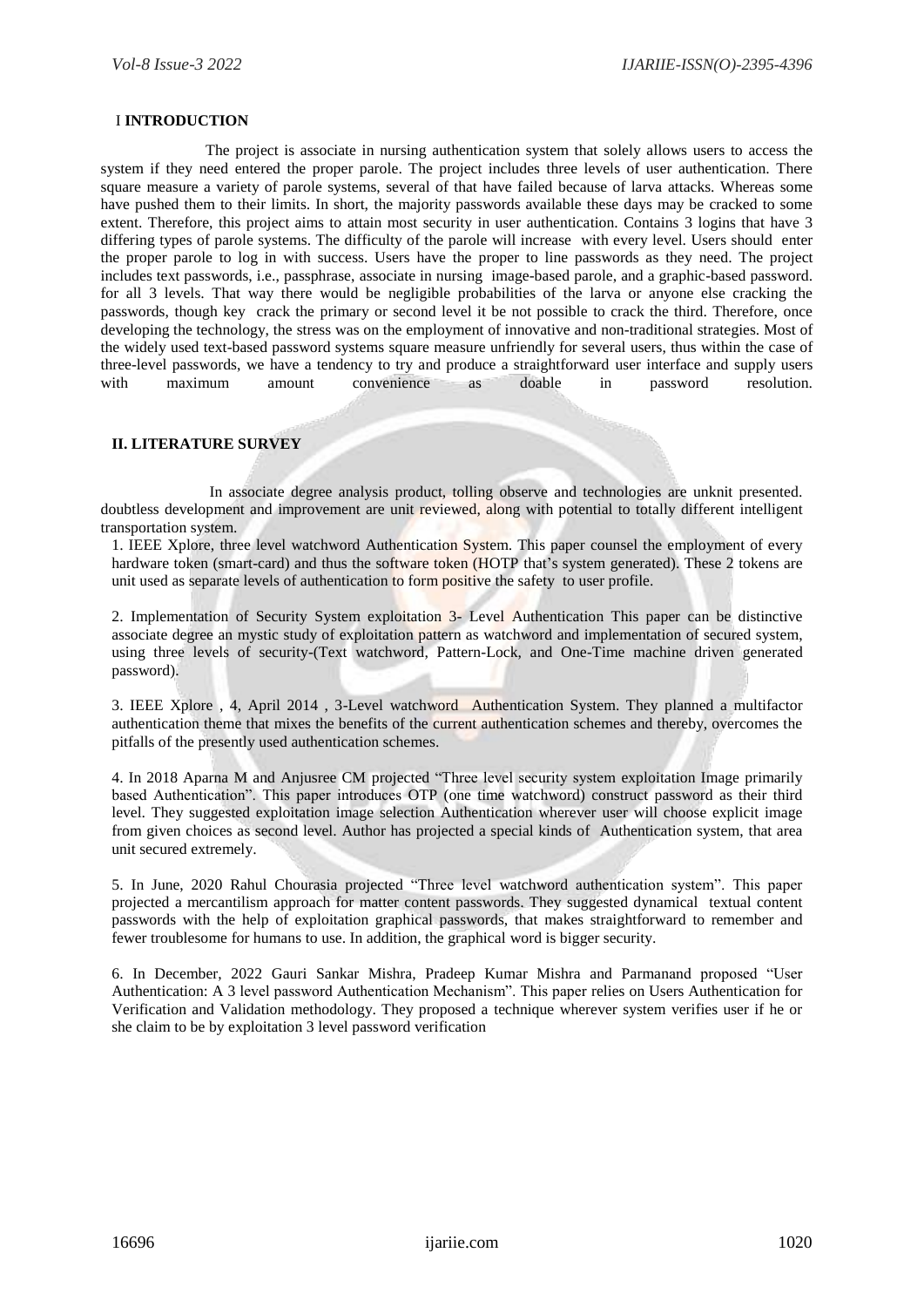## I INTRODUCTION

The project is associate in nursing authentication system that solely allows users to access the system if they need entered the proper parole. The project includes three levels of user authentication. There square measure a variety of parole systems, several of that have failed because of larva attacks. Whereas some have pushed them to their limits. In short, the majority passwords available these days may be cracked to some extent. Therefore, this project aims to attain most security in user authentication. Contains 3 logins that have 3 differing types of parole systems. The difficulty of the parole will increase with every level. Users should enter the proper parole to log in with success. Users have the proper to line passwords as they need. The project includes text passwords, i.e., passphrase, associate in nursing image-based parole, and a graphic-based password. for all 3 levels. That way there would be negligible probabilities of the larva or anyone else cracking the passwords, though key crack the primary or second level it be not possible to crack the third. Therefore, once developing the technology, the stress was on the employment of innovative and non-traditional strategies. Most of the widely used text-based password systems square measure unfriendly for several users, thus within the case of three-level passwords, we have a tendency to try and produce a straightforward user interface and supply users with maximum amount convenience as doable in password resolution.

## II. LITERATURE SURVEY

In associate degree analysis product, tolling observe and technologies are unknit presented. doubtless development and improvement are unit reviewed, along with potential to totally different intelligent transportation system.

1. IEEE Xplore, three level watchword Authentication System. This paper counsel the employment of every hardware token (smart-card) and thus the software token (HOTP that's system generated). These 2 tokens are unit used as separate levels of authentication to form positive the safety to user profile.

2. Implementation of Security System exploitation 3- Level Authentication This paper can be distinctive associate degree an mystic study of exploitation pattern as watchword and implementation of secured system, using three levels of security-(Text watchword, Pattern-Lock, and One-Time machine driven generated password).

3. IEEE Xplore , 4, April 2014 , 3-Level watchword Authentication System. They planned a multifactor authentication theme that mixes the benefits of the current authentication schemes and thereby, overcomes the pitfalls of the presently used authentication schemes.

4. In 2018 Aparna M and Anjusree CM projected "Three level security system exploitation Image primarily based Authentication". This paper introduces OTP (one time watchword) construct password as their third level. They suggested exploitation image selection Authentication wherever user will choose explicit image from given choices as second level. Author has projected a special kinds of Authentication system, that area unit secured extremely.

5. In June, 2020 Rahul Chourasia projected "Three level watchword authentication system". This paper projected a mercantilism approach for matter content passwords. They suggested dynamical textual content passwords with the help of exploitation graphical passwords, that makes straightforward to remember and fewer troublesome for humans to use. In addition, the graphical word is bigger security.

6. In December, 2022 Gauri Sankar Mishra, Pradeep Kumar Mishra and Parmanand proposed "User Authentication: A 3 level password Authentication Mechanism". This paper relies on Users Authentication for Verification and Validation methodology. They proposed a technique wherever system verifies user if he or she claim to be by exploitation 3 level password verification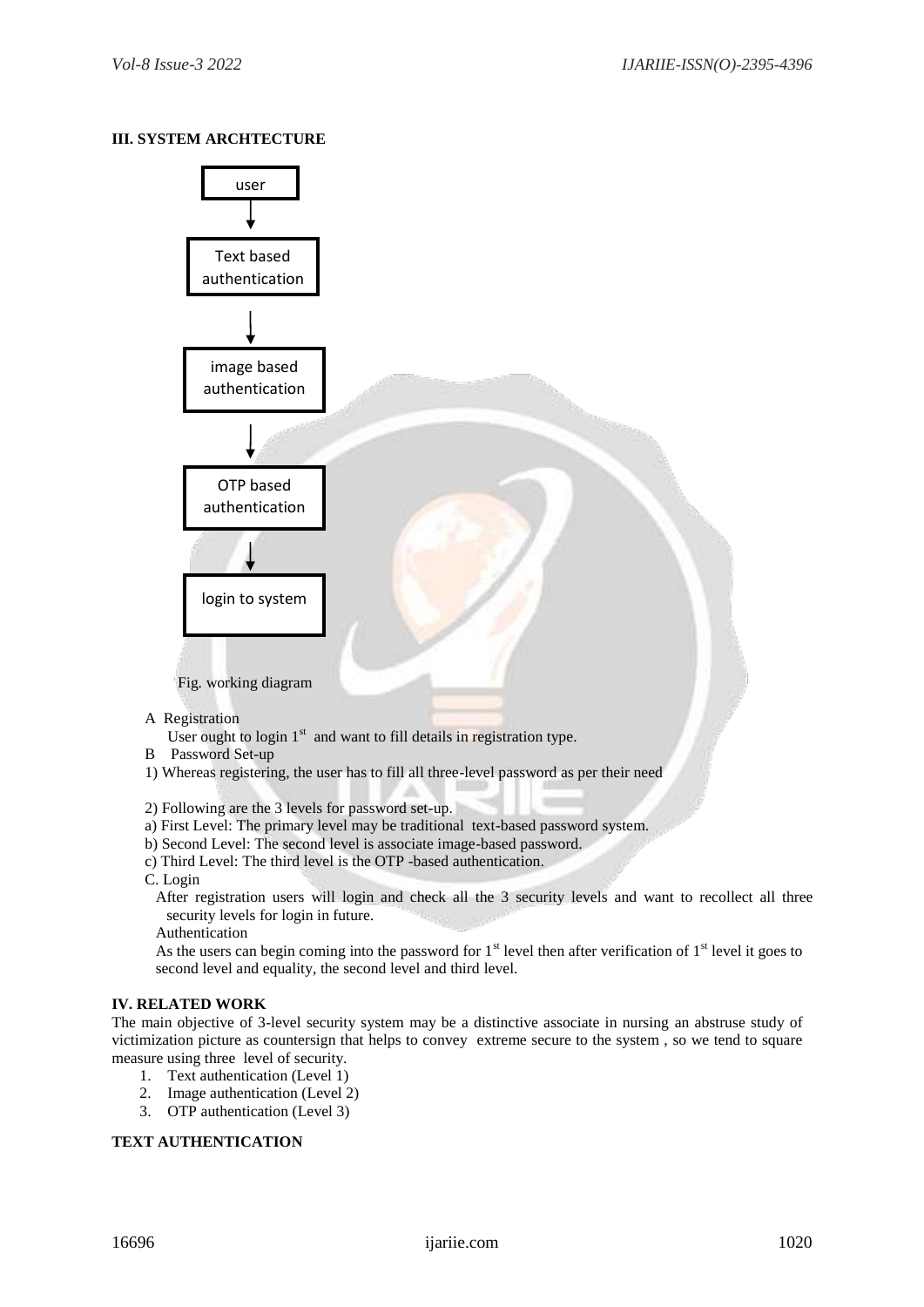## III. SYSTEM ARCHTECTURE

user → Text based authentication → image based authentication → OTP based authentication → login to system

Fig. working diagram

A Registration

User ought to login 1st and want to fill details in registration type.

B Password Set-up

1) Whereas registering, the user has to fill all three-level password as per their need

2) Following are the 3 levels for password set-up.

a) First Level: The primary level may be traditional text-based password system.

b) Second Level: The second level is associate image-based password.

c) Third Level: The third level is the OTP -based authentication.

C. Login

After registration users will login and check all the 3 security levels and want to recollect all three security levels for login in future.

Authentication

As the users can begin coming into the password for 1st level then after verification of 1st level it goes to second level and equality, the second level and third level.

## IV. RELATED WORK

The main objective of 3-level security system may be a distinctive associate in nursing an abstruse study of victimization picture as countersign that helps to convey extreme secure to the system , so we tend to square measure using three level of security.

1. Text authentication (Level 1)
2. Image authentication (Level 2)
3. OTP authentication (Level 3)

### TEXT AUTHENTICATION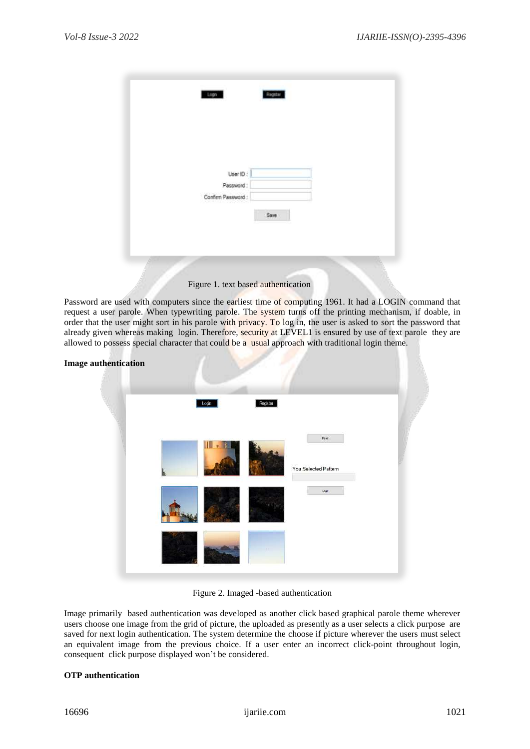Figure 1. text based authentication

Password are used with computers since the earliest time of computing 1961. It had a LOGIN command that request a user parole. When typewriting parole. The system turns off the printing mechanism, if doable, in order that the user might sort in his parole with privacy. To log in, the user is asked to sort the password that already given whereas making login. Therefore, security at LEVEL1 is ensured by use of text parole they are allowed to possess special character that could be a usual approach with traditional login theme.

**Image authentication**

Figure 2. Imaged -based authentication

Image primarily based authentication was developed as another click based graphical parole theme wherever users choose one image from the grid of picture, the uploaded as presently as a user selects a click purpose are saved for next login authentication. The system determine the choose if picture wherever the users must select an equivalent image from the previous choice. If a user enter an incorrect click-point throughout login, consequent click purpose displayed won't be considered.

**OTP authentication**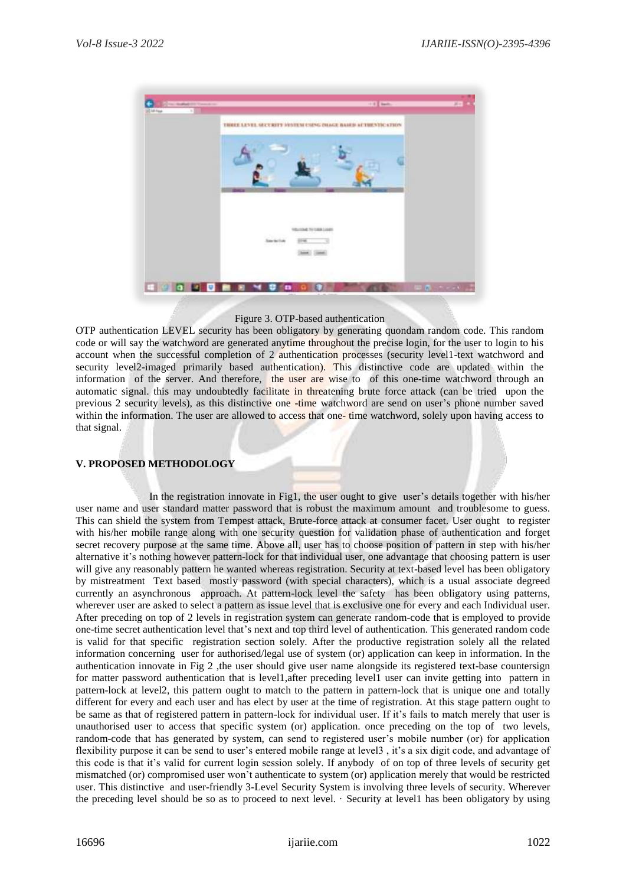Figure 3. OTP-based authentication

OTP authentication LEVEL security has been obligatory by generating quondam random code. This random code or will say the watchword are generated anytime throughout the precise login, for the user to login to his account when the successful completion of 2 authentication processes (security level1-text watchword and security level2-imaged primarily based authentication). This distinctive code are updated within the information of the server. And therefore, the user are wise to of this one-time watchword through an automatic signal. this may undoubtedly facilitate in threatening brute force attack (can be tried upon the previous 2 security levels), as this distinctive one -time watchword are send on user's phone number saved within the information. The user are allowed to access that one- time watchword, solely upon having access to that signal.

## V. PROPOSED METHODOLOGY

In the registration innovate in Fig1, the user ought to give user's details together with his/her user name and user standard matter password that is robust the maximum amount and troublesome to guess. This can shield the system from Tempest attack, Brute-force attack at consumer facet. User ought to register with his/her mobile range along with one security question for validation phase of authentication and forget secret recovery purpose at the same time. Above all, user has to choose position of pattern in step with his/her alternative it's nothing however pattern-lock for that individual user, one advantage that choosing pattern is user will give any reasonably pattern he wanted whereas registration. Security at text-based level has been obligatory by mistreatment Text based mostly password (with special characters), which is a usual associate degreed currently an asynchronous approach. At pattern-lock level the safety has been obligatory using patterns, wherever user are asked to select a pattern as issue level that is exclusive one for every and each Individual user. After preceding on top of 2 levels in registration system can generate random-code that is employed to provide one-time secret authentication level that's next and top third level of authentication. This generated random code is valid for that specific registration section solely. After the productive registration solely all the related information concerning user for authorised/legal use of system (or) application can keep in information. In the authentication innovate in Fig 2 ,the user should give user name alongside its registered text-base countersign for matter password authentication that is level1,after preceding level1 user can invite getting into pattern in pattern-lock at level2, this pattern ought to match to the pattern in pattern-lock that is unique one and totally different for every and each user and has elect by user at the time of registration. At this stage pattern ought to be same as that of registered pattern in pattern-lock for individual user. If it's fails to match merely that user is unauthorised user to access that specific system (or) application. once preceding on the top of two levels, random-code that has generated by system, can send to registered user's mobile number (or) for application flexibility purpose it can be send to user's entered mobile range at level3 , it's a six digit code, and advantage of this code is that it's valid for current login session solely. If anybody of on top of three levels of security get mismatched (or) compromised user won't authenticate to system (or) application merely that would be restricted user. This distinctive and user-friendly 3-Level Security System is involving three levels of security. Wherever the preceding level should be so as to proceed to next level. · Security at level1 has been obligatory by using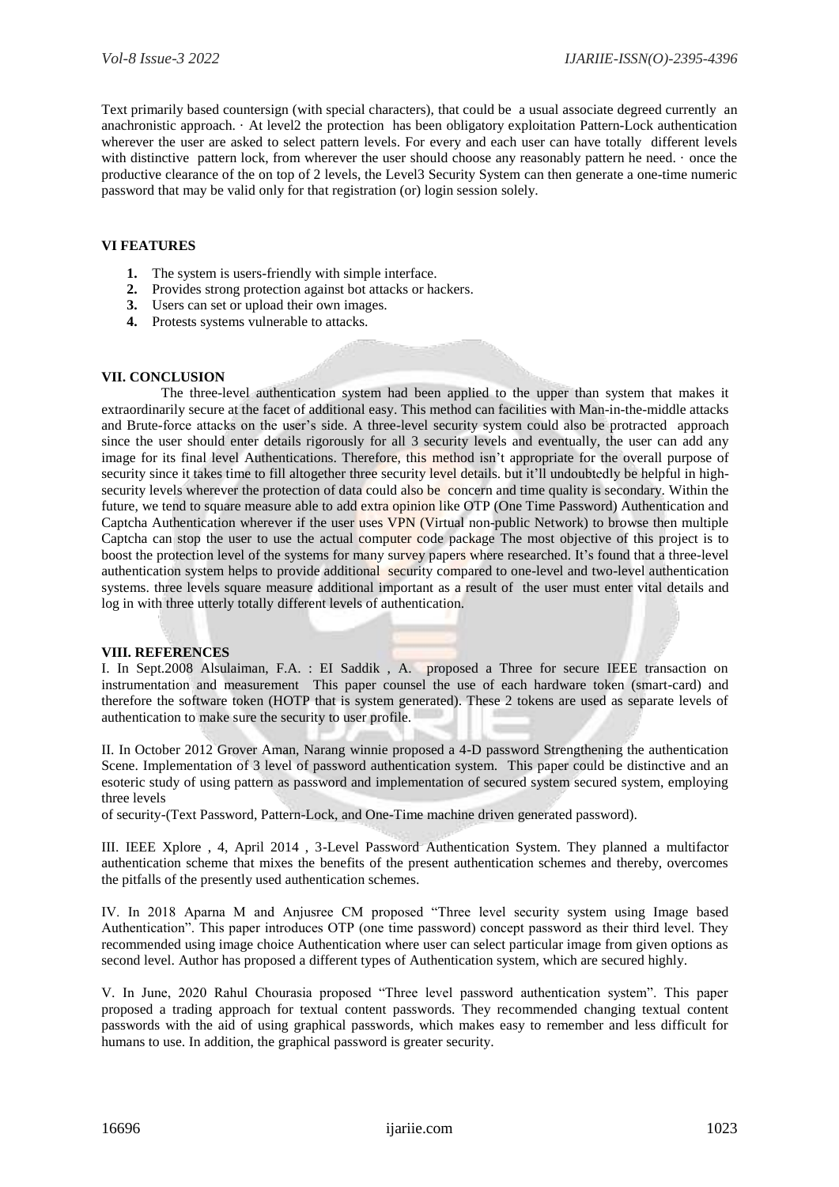Text primarily based countersign (with special characters), that could be a usual associate degreed currently an anachronistic approach. · At level2 the protection has been obligatory exploitation Pattern-Lock authentication wherever the user are asked to select pattern levels. For every and each user can have totally different levels with distinctive pattern lock, from wherever the user should choose any reasonably pattern he need. · once the productive clearance of the on top of 2 levels, the Level3 Security System can then generate a one-time numeric password that may be valid only for that registration (or) login session solely.

### VI FEATURES

1. The system is users-friendly with simple interface.
2. Provides strong protection against bot attacks or hackers.
3. Users can set or upload their own images.
4. Protests systems vulnerable to attacks.

### VII. CONCLUSION

The three-level authentication system had been applied to the upper than system that makes it extraordinarily secure at the facet of additional easy. This method can facilities with Man-in-the-middle attacks and Brute-force attacks on the user's side. A three-level security system could also be protracted approach since the user should enter details rigorously for all 3 security levels and eventually, the user can add any image for its final level Authentications. Therefore, this method isn't appropriate for the overall purpose of security since it takes time to fill altogether three security level details. but it'll undoubtedly be helpful in high-security levels wherever the protection of data could also be concern and time quality is secondary. Within the future, we tend to square measure able to add extra opinion like OTP (One Time Password) Authentication and Captcha Authentication wherever if the user uses VPN (Virtual non-public Network) to browse then multiple Captcha can stop the user to use the actual computer code package The most objective of this project is to boost the protection level of the systems for many survey papers where researched. It's found that a three-level authentication system helps to provide additional security compared to one-level and two-level authentication systems. three levels square measure additional important as a result of the user must enter vital details and log in with three utterly totally different levels of authentication.

### VIII. REFERENCES

I. In Sept.2008 Alsulaiman, F.A. : EI Saddik , A. proposed a Three for secure IEEE transaction on instrumentation and measurement This paper counsel the use of each hardware token (smart-card) and therefore the software token (HOTP that is system generated). These 2 tokens are used as separate levels of authentication to make sure the security to user profile.

II. In October 2012 Grover Aman, Narang winnie proposed a 4-D password Strengthening the authentication Scene. Implementation of 3 level of password authentication system. This paper could be distinctive and an esoteric study of using pattern as password and implementation of secured system secured system, employing three levels
of security-(Text Password, Pattern-Lock, and One-Time machine driven generated password).

III. IEEE Xplore , 4, April 2014 , 3-Level Password Authentication System. They planned a multifactor authentication scheme that mixes the benefits of the present authentication schemes and thereby, overcomes the pitfalls of the presently used authentication schemes.

IV. In 2018 Aparna M and Anjusree CM proposed "Three level security system using Image based Authentication". This paper introduces OTP (one time password) concept password as their third level. They recommended using image choice Authentication where user can select particular image from given options as second level. Author has proposed a different types of Authentication system, which are secured highly.

V. In June, 2020 Rahul Chourasia proposed "Three level password authentication system". This paper proposed a trading approach for textual content passwords. They recommended changing textual content passwords with the aid of using graphical passwords, which makes easy to remember and less difficult for humans to use. In addition, the graphical password is greater security.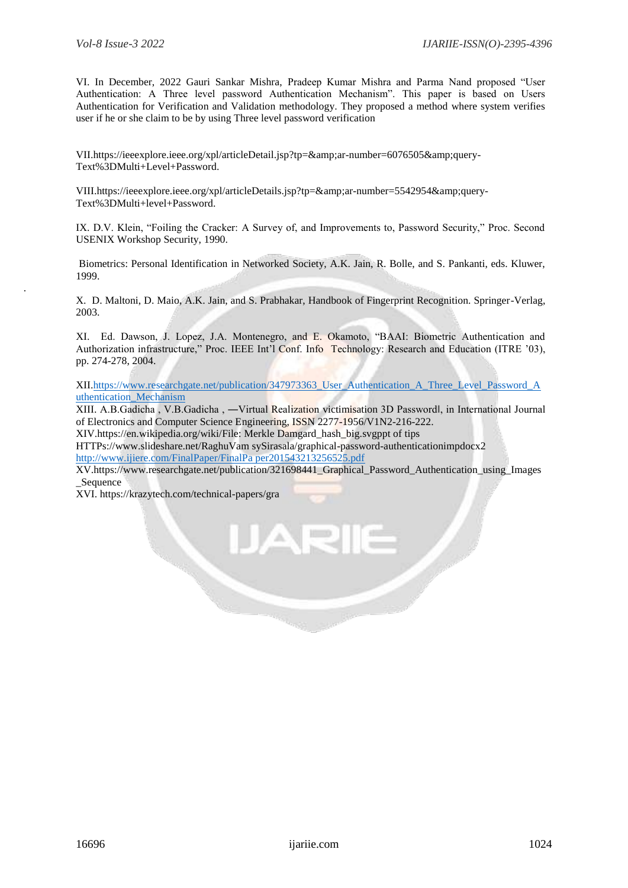VI. In December, 2022 Gauri Sankar Mishra, Pradeep Kumar Mishra and Parma Nand proposed "User Authentication: A Three level password Authentication Mechanism". This paper is based on Users Authentication for Verification and Validation methodology. They proposed a method where system verifies user if he or she claim to be by using Three level password verification

VII.https://ieeexplore.ieee.org/xpl/articleDetail.jsp?tp=&amp;ar-number=6076505&amp;query-Text%3DMulti+Level+Password.

VIII.https://ieeexplore.ieee.org/xpl/articleDetails.jsp?tp=&amp;ar-number=5542954&amp;query-Text%3DMulti+level+Password.

IX. D.V. Klein, "Foiling the Cracker: A Survey of, and Improvements to, Password Security," Proc. Second USENIX Workshop Security, 1990.

Biometrics: Personal Identification in Networked Society, A.K. Jain, R. Bolle, and S. Pankanti, eds. Kluwer, 1999.

X. D. Maltoni, D. Maio, A.K. Jain, and S. Prabhakar, Handbook of Fingerprint Recognition. Springer-Verlag, 2003.

XI. Ed. Dawson, J. Lopez, J.A. Montenegro, and E. Okamoto, "BAAI: Biometric Authentication and Authorization infrastructure," Proc. IEEE Int'l Conf. Info Technology: Research and Education (ITRE '03), pp. 274-278, 2004.

XII.https://www.researchgate.net/publication/347973363_User_Authentication_A_Three_Level_Password_Authentication_Mechanism

XIII. A.B.Gadicha , V.B.Gadicha , ―Virtual Realization victimisation 3D Password‖, in International Journal of Electronics and Computer Science Engineering, ISSN 2277-1956/V1N2-216-222.

XIV.https://en.wikipedia.org/wiki/File: Merkle Damgard_hash_big.svgppt of tips
HTTPs://www.slideshare.net/RaghuVam sySirasala/graphical-password-authenticationimpdocx2
http://www.ijiere.com/FinalPaper/FinalPa per201543213256525.pdf

XV.https://www.researchgate.net/publication/321698441_Graphical_Password_Authentication_using_Images_Sequence

XVI. https://krazytech.com/technical-papers/gra